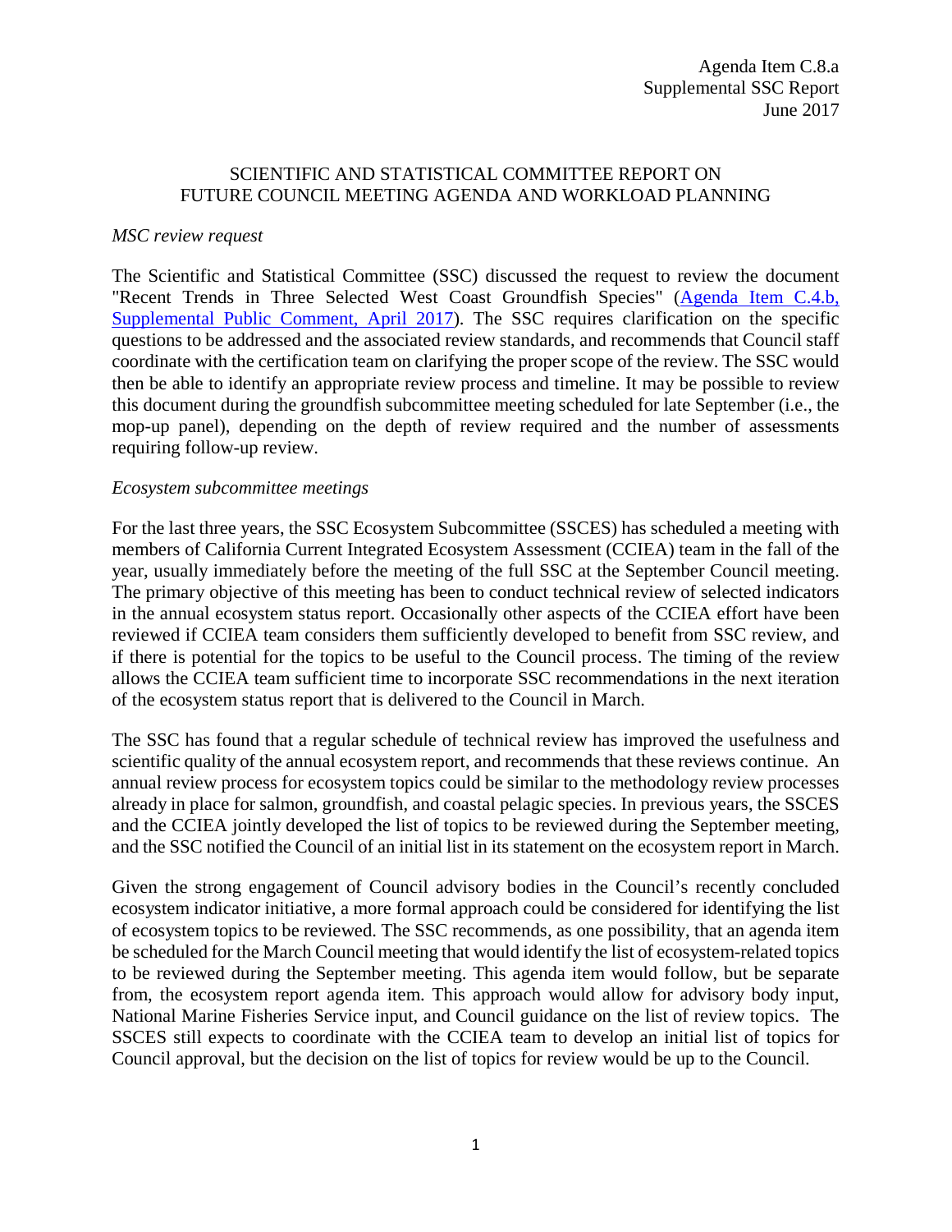Agenda Item C.8.a
Supplemental SSC Report
June 2017

# SCIENTIFIC AND STATISTICAL COMMITTEE REPORT ON FUTURE COUNCIL MEETING AGENDA AND WORKLOAD PLANNING

*MSC review request*

The Scientific and Statistical Committee (SSC) discussed the request to review the document "Recent Trends in Three Selected West Coast Groundfish Species" (Agenda Item C.4.b, Supplemental Public Comment, April 2017). The SSC requires clarification on the specific questions to be addressed and the associated review standards, and recommends that Council staff coordinate with the certification team on clarifying the proper scope of the review. The SSC would then be able to identify an appropriate review process and timeline. It may be possible to review this document during the groundfish subcommittee meeting scheduled for late September (i.e., the mop-up panel), depending on the depth of review required and the number of assessments requiring follow-up review.

*Ecosystem subcommittee meetings*

For the last three years, the SSC Ecosystem Subcommittee (SSCES) has scheduled a meeting with members of California Current Integrated Ecosystem Assessment (CCIEA) team in the fall of the year, usually immediately before the meeting of the full SSC at the September Council meeting. The primary objective of this meeting has been to conduct technical review of selected indicators in the annual ecosystem status report. Occasionally other aspects of the CCIEA effort have been reviewed if CCIEA team considers them sufficiently developed to benefit from SSC review, and if there is potential for the topics to be useful to the Council process. The timing of the review allows the CCIEA team sufficient time to incorporate SSC recommendations in the next iteration of the ecosystem status report that is delivered to the Council in March.

The SSC has found that a regular schedule of technical review has improved the usefulness and scientific quality of the annual ecosystem report, and recommends that these reviews continue. An annual review process for ecosystem topics could be similar to the methodology review processes already in place for salmon, groundfish, and coastal pelagic species. In previous years, the SSCES and the CCIEA jointly developed the list of topics to be reviewed during the September meeting, and the SSC notified the Council of an initial list in its statement on the ecosystem report in March.

Given the strong engagement of Council advisory bodies in the Council's recently concluded ecosystem indicator initiative, a more formal approach could be considered for identifying the list of ecosystem topics to be reviewed. The SSC recommends, as one possibility, that an agenda item be scheduled for the March Council meeting that would identify the list of ecosystem-related topics to be reviewed during the September meeting. This agenda item would follow, but be separate from, the ecosystem report agenda item. This approach would allow for advisory body input, National Marine Fisheries Service input, and Council guidance on the list of review topics. The SSCES still expects to coordinate with the CCIEA team to develop an initial list of topics for Council approval, but the decision on the list of topics for review would be up to the Council.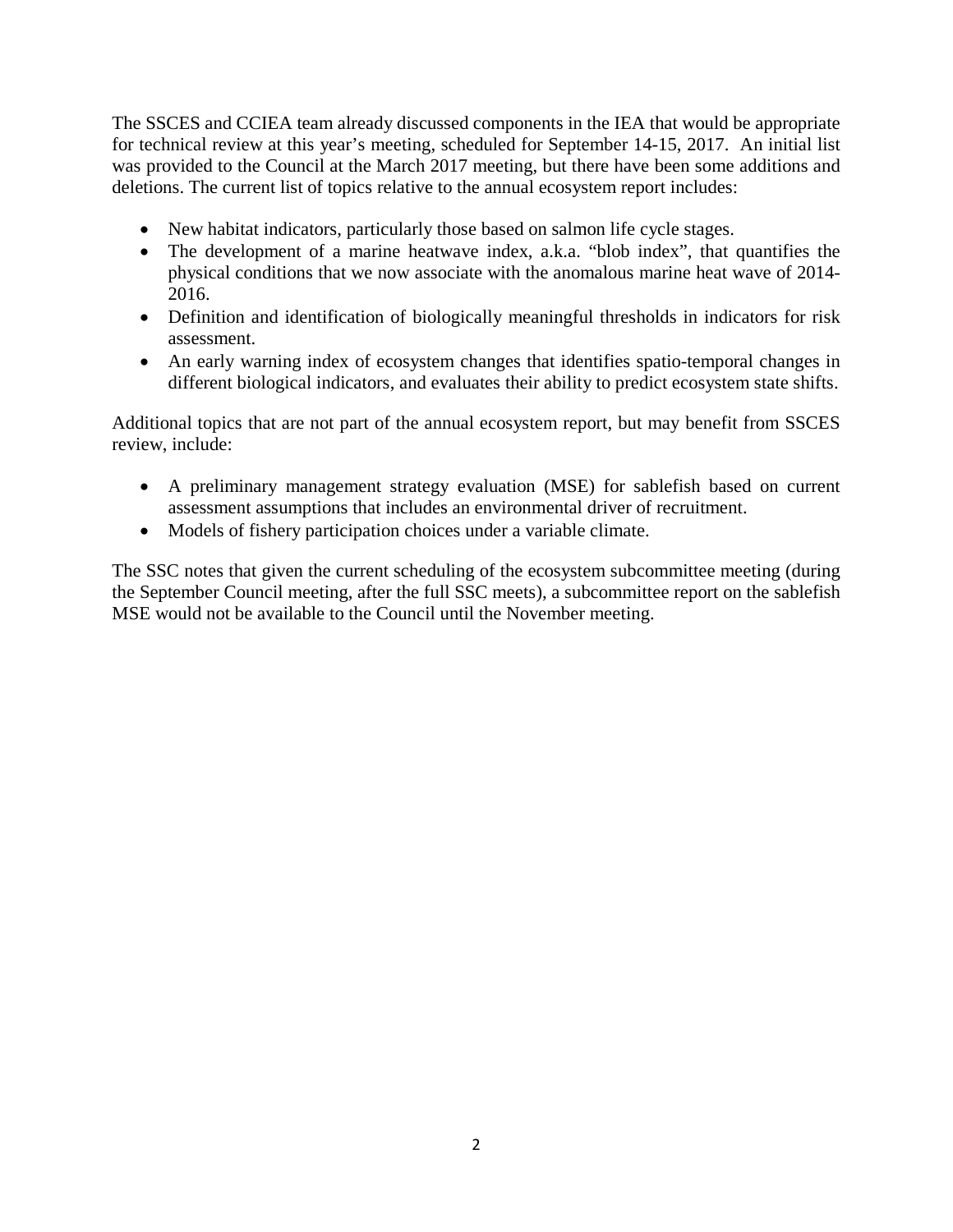The SSCES and CCIEA team already discussed components in the IEA that would be appropriate for technical review at this year's meeting, scheduled for September 14-15, 2017. An initial list was provided to the Council at the March 2017 meeting, but there have been some additions and deletions. The current list of topics relative to the annual ecosystem report includes:

- New habitat indicators, particularly those based on salmon life cycle stages.
- The development of a marine heatwave index, a.k.a. "blob index", that quantifies the physical conditions that we now associate with the anomalous marine heat wave of 2014-2016.
- Definition and identification of biologically meaningful thresholds in indicators for risk assessment.
- An early warning index of ecosystem changes that identifies spatio-temporal changes in different biological indicators, and evaluates their ability to predict ecosystem state shifts.

Additional topics that are not part of the annual ecosystem report, but may benefit from SSCES review, include:

- A preliminary management strategy evaluation (MSE) for sablefish based on current assessment assumptions that includes an environmental driver of recruitment.
- Models of fishery participation choices under a variable climate.

The SSC notes that given the current scheduling of the ecosystem subcommittee meeting (during the September Council meeting, after the full SSC meets), a subcommittee report on the sablefish MSE would not be available to the Council until the November meeting.